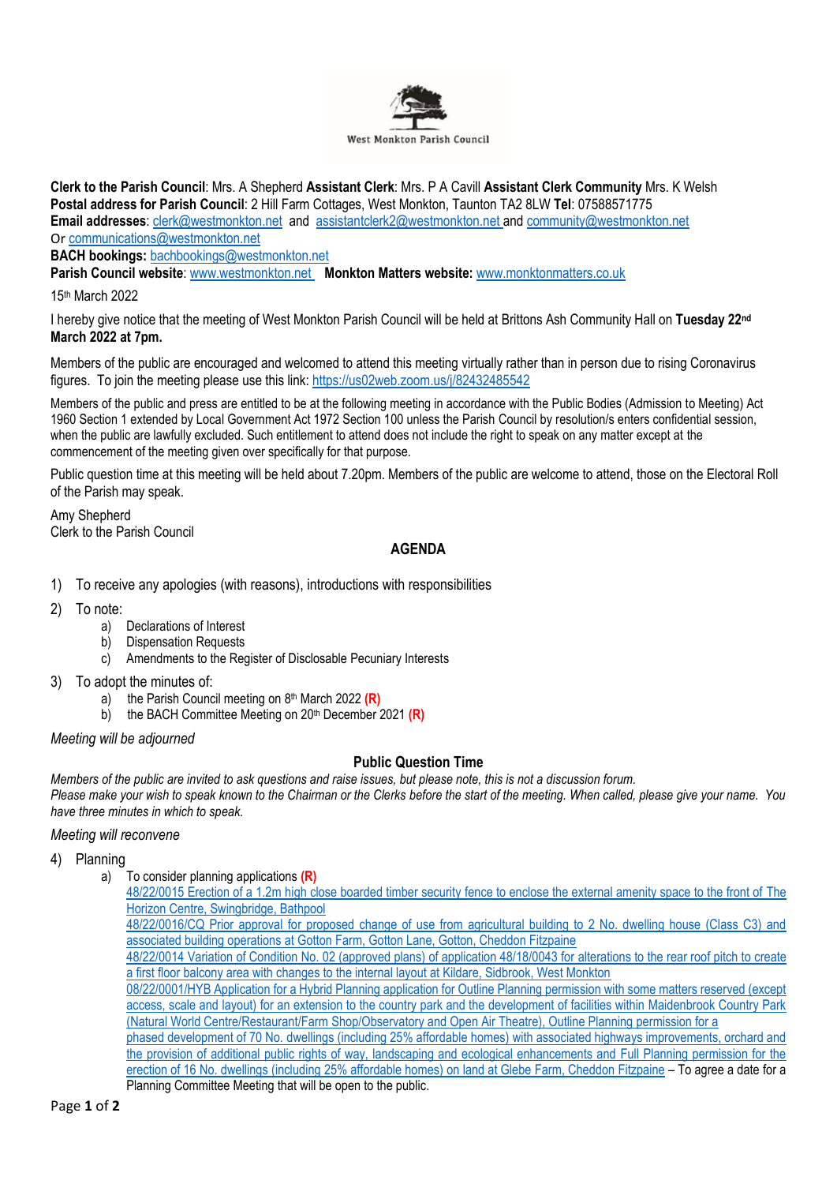West Monkton Parish Council

**Clerk to the Parish Council**: Mrs. A Shepherd **Assistant Clerk**: Mrs. P A Cavill **Assistant Clerk Community** Mrs. K Welsh
**Postal address for Parish Council**: 2 Hill Farm Cottages, West Monkton, Taunton TA2 8LW **Tel**: 07588571775
**Email addresses**: clerk@westmonkton.net and assistantclerk2@westmonkton.net and community@westmonkton.net
Or communications@westmonkton.net
**BACH bookings:** bachbookings@westmonkton.net
**Parish Council website**: www.westmonkton.net **Monkton Matters website:** www.monktonmatters.co.uk

15th March 2022

I hereby give notice that the meeting of West Monkton Parish Council will be held at Brittons Ash Community Hall on **Tuesday 22nd March 2022 at 7pm.**

Members of the public are encouraged and welcomed to attend this meeting virtually rather than in person due to rising Coronavirus figures. To join the meeting please use this link: https://us02web.zoom.us/j/82432485542

Members of the public and press are entitled to be at the following meeting in accordance with the Public Bodies (Admission to Meeting) Act 1960 Section 1 extended by Local Government Act 1972 Section 100 unless the Parish Council by resolution/s enters confidential session, when the public are lawfully excluded. Such entitlement to attend does not include the right to speak on any matter except at the commencement of the meeting given over specifically for that purpose.

Public question time at this meeting will be held about 7.20pm. Members of the public are welcome to attend, those on the Electoral Roll of the Parish may speak.

Amy Shepherd
Clerk to the Parish Council

## AGENDA

1) To receive any apologies (with reasons), introductions with responsibilities
2) To note:
   a) Declarations of Interest
   b) Dispensation Requests
   c) Amendments to the Register of Disclosable Pecuniary Interests
3) To adopt the minutes of:
   a) the Parish Council meeting on 8th March 2022 **(R)**
   b) the BACH Committee Meeting on 20th December 2021 **(R)**

*Meeting will be adjourned*

### Public Question Time

*Members of the public are invited to ask questions and raise issues, but please note, this is not a discussion forum.*
*Please make your wish to speak known to the Chairman or the Clerks before the start of the meeting. When called, please give your name. You have three minutes in which to speak.*

*Meeting will reconvene*

4) Planning
   a) To consider planning applications **(R)**
   48/22/0015 Erection of a 1.2m high close boarded timber security fence to enclose the external amenity space to the front of The Horizon Centre, Swingbridge, Bathpool
   48/22/0016/CQ Prior approval for proposed change of use from agricultural building to 2 No. dwelling house (Class C3) and associated building operations at Gotton Farm, Gotton Lane, Gotton, Cheddon Fitzpaine
   48/22/0014 Variation of Condition No. 02 (approved plans) of application 48/18/0043 for alterations to the rear roof pitch to create a first floor balcony area with changes to the internal layout at Kildare, Sidbrook, West Monkton
   08/22/0001/HYB Application for a Hybrid Planning application for Outline Planning permission with some matters reserved (except access, scale and layout) for an extension to the country park and the development of facilities within Maidenbrook Country Park (Natural World Centre/Restaurant/Farm Shop/Observatory and Open Air Theatre), Outline Planning permission for a phased development of 70 No. dwellings (including 25% affordable homes) with associated highways improvements, orchard and the provision of additional public rights of way, landscaping and ecological enhancements and Full Planning permission for the erection of 16 No. dwellings (including 25% affordable homes) on land at Glebe Farm, Cheddon Fitzpaine – To agree a date for a Planning Committee Meeting that will be open to the public.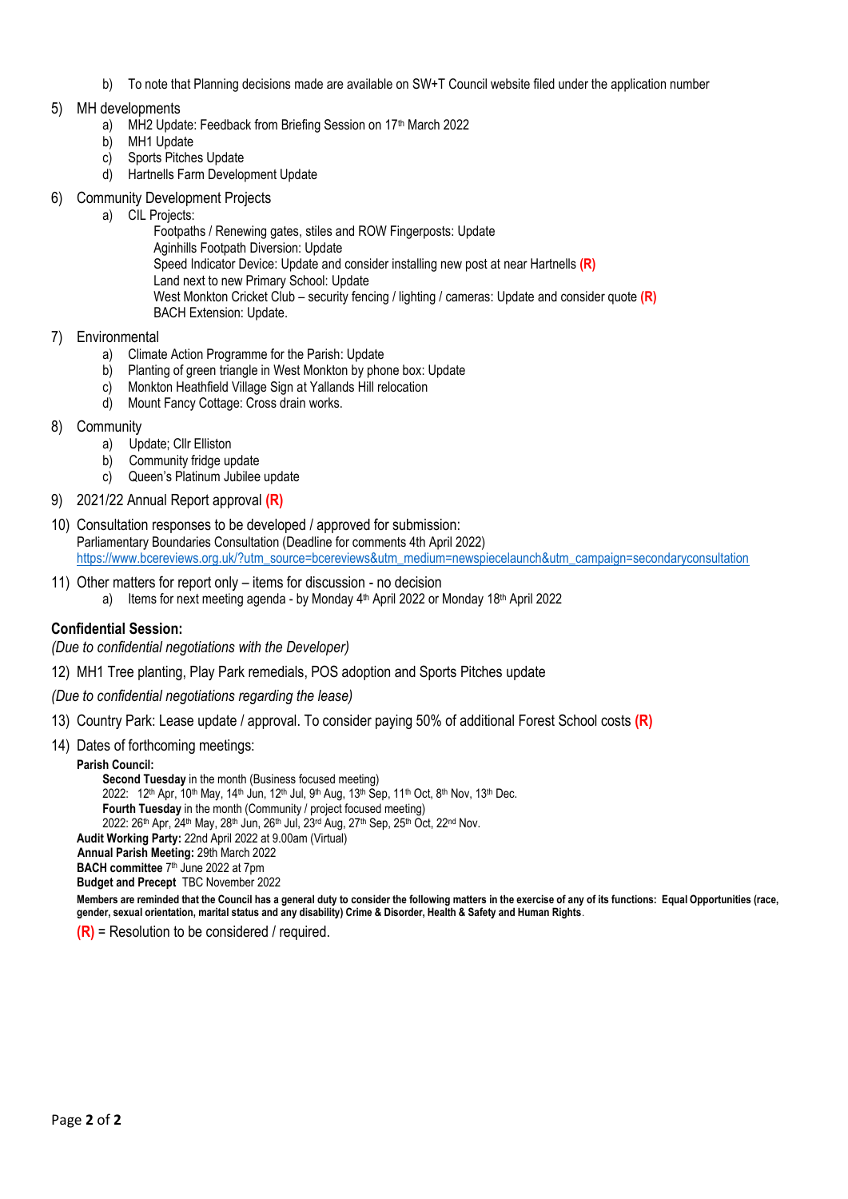b) To note that Planning decisions made are available on SW+T Council website filed under the application number

5) MH developments
   a) MH2 Update: Feedback from Briefing Session on 17th March 2022
   b) MH1 Update
   c) Sports Pitches Update
   d) Hartnells Farm Development Update

6) Community Development Projects
   a) CIL Projects:
      Footpaths / Renewing gates, stiles and ROW Fingerposts: Update
      Aginhills Footpath Diversion: Update
      Speed Indicator Device: Update and consider installing new post at near Hartnells **(R)**
      Land next to new Primary School: Update
      West Monkton Cricket Club – security fencing / lighting / cameras: Update and consider quote **(R)**
      BACH Extension: Update.

7) Environmental
   a) Climate Action Programme for the Parish: Update
   b) Planting of green triangle in West Monkton by phone box: Update
   c) Monkton Heathfield Village Sign at Yallands Hill relocation
   d) Mount Fancy Cottage: Cross drain works.

8) Community
   a) Update; Cllr Elliston
   b) Community fridge update
   c) Queen's Platinum Jubilee update

9) 2021/22 Annual Report approval **(R)**

10) Consultation responses to be developed / approved for submission:
    Parliamentary Boundaries Consultation (Deadline for comments 4th April 2022)
    https://www.bcereviews.org.uk/?utm_source=bcereviews&utm_medium=newspiecelaunch&utm_campaign=secondaryconsultation

11) Other matters for report only – items for discussion - no decision
    a) Items for next meeting agenda - by Monday 4th April 2022 or Monday 18th April 2022

**Confidential Session:**

*(Due to confidential negotiations with the Developer)*

12) MH1 Tree planting, Play Park remedials, POS adoption and Sports Pitches update

*(Due to confidential negotiations regarding the lease)*

13) Country Park: Lease update / approval. To consider paying 50% of additional Forest School costs **(R)**

14) Dates of forthcoming meetings:

**Parish Council:**

**Second Tuesday** in the month (Business focused meeting)
2022: 12th Apr, 10th May, 14th Jun, 12th Jul, 9th Aug, 13th Sep, 11th Oct, 8th Nov, 13th Dec.
**Fourth Tuesday** in the month (Community / project focused meeting)
2022: 26th Apr, 24th May, 28th Jun, 26th Jul, 23rd Aug, 27th Sep, 25th Oct, 22nd Nov.

**Audit Working Party:** 22nd April 2022 at 9.00am (Virtual)
**Annual Parish Meeting:** 29th March 2022
**BACH committee** 7th June 2022 at 7pm
**Budget and Precept** TBC November 2022

**Members are reminded that the Council has a general duty to consider the following matters in the exercise of any of its functions: Equal Opportunities (race, gender, sexual orientation, marital status and any disability) Crime & Disorder, Health & Safety and Human Rights**.

**(R)** = Resolution to be considered / required.